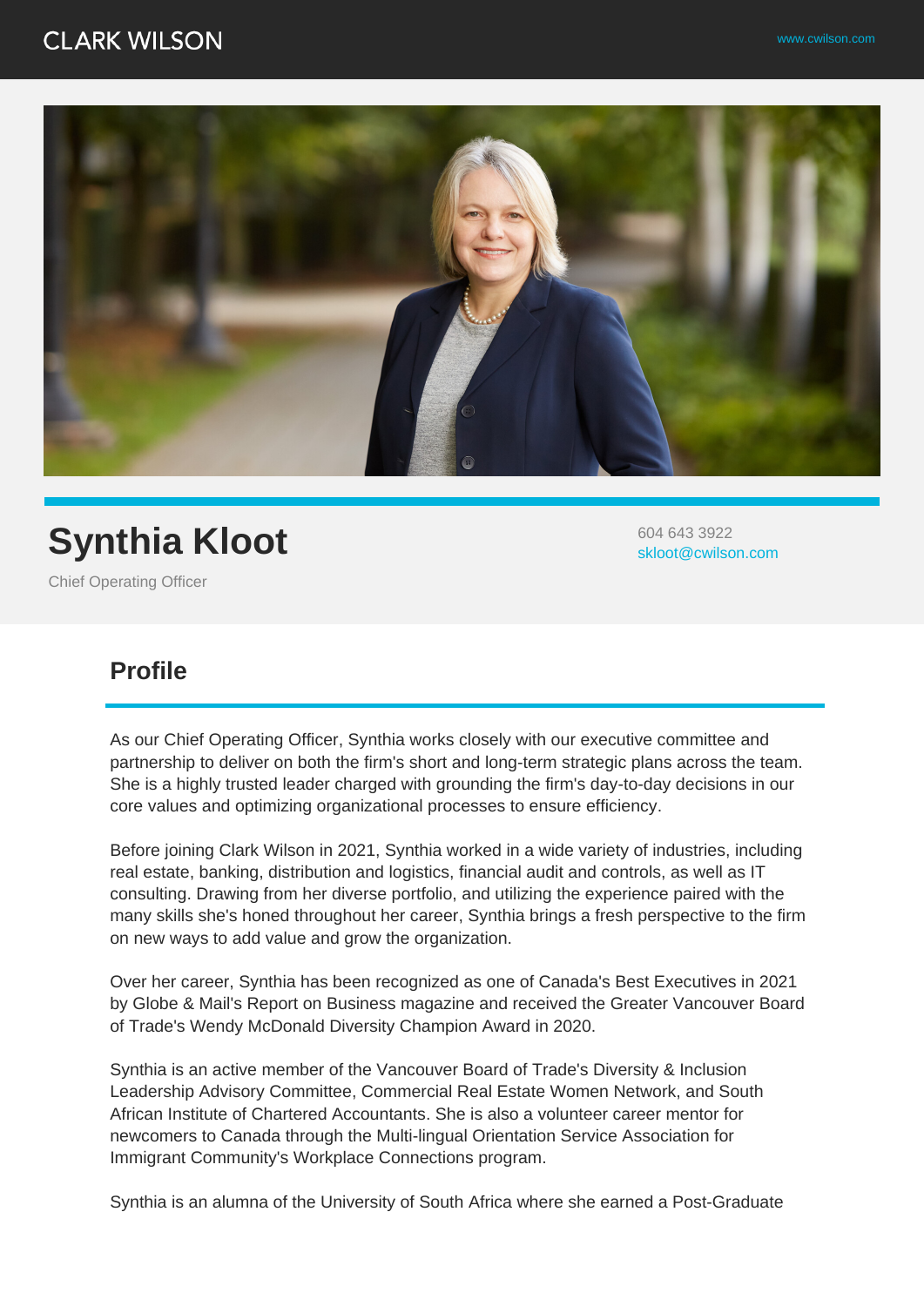CLARK WILSON

www.cwilson.com

# Synthia Kloot

Chief Operating Officer

604 643 3922
skloot@cwilson.com

## Profile

As our Chief Operating Officer, Synthia works closely with our executive committee and partnership to deliver on both the firm's short and long-term strategic plans across the team. She is a highly trusted leader charged with grounding the firm's day-to-day decisions in our core values and optimizing organizational processes to ensure efficiency.

Before joining Clark Wilson in 2021, Synthia worked in a wide variety of industries, including real estate, banking, distribution and logistics, financial audit and controls, as well as IT consulting. Drawing from her diverse portfolio, and utilizing the experience paired with the many skills she's honed throughout her career, Synthia brings a fresh perspective to the firm on new ways to add value and grow the organization.

Over her career, Synthia has been recognized as one of Canada's Best Executives in 2021 by Globe & Mail's Report on Business magazine and received the Greater Vancouver Board of Trade's Wendy McDonald Diversity Champion Award in 2020.

Synthia is an active member of the Vancouver Board of Trade's Diversity & Inclusion Leadership Advisory Committee, Commercial Real Estate Women Network, and South African Institute of Chartered Accountants. She is also a volunteer career mentor for newcomers to Canada through the Multi-lingual Orientation Service Association for Immigrant Community's Workplace Connections program.

Synthia is an alumna of the University of South Africa where she earned a Post-Graduate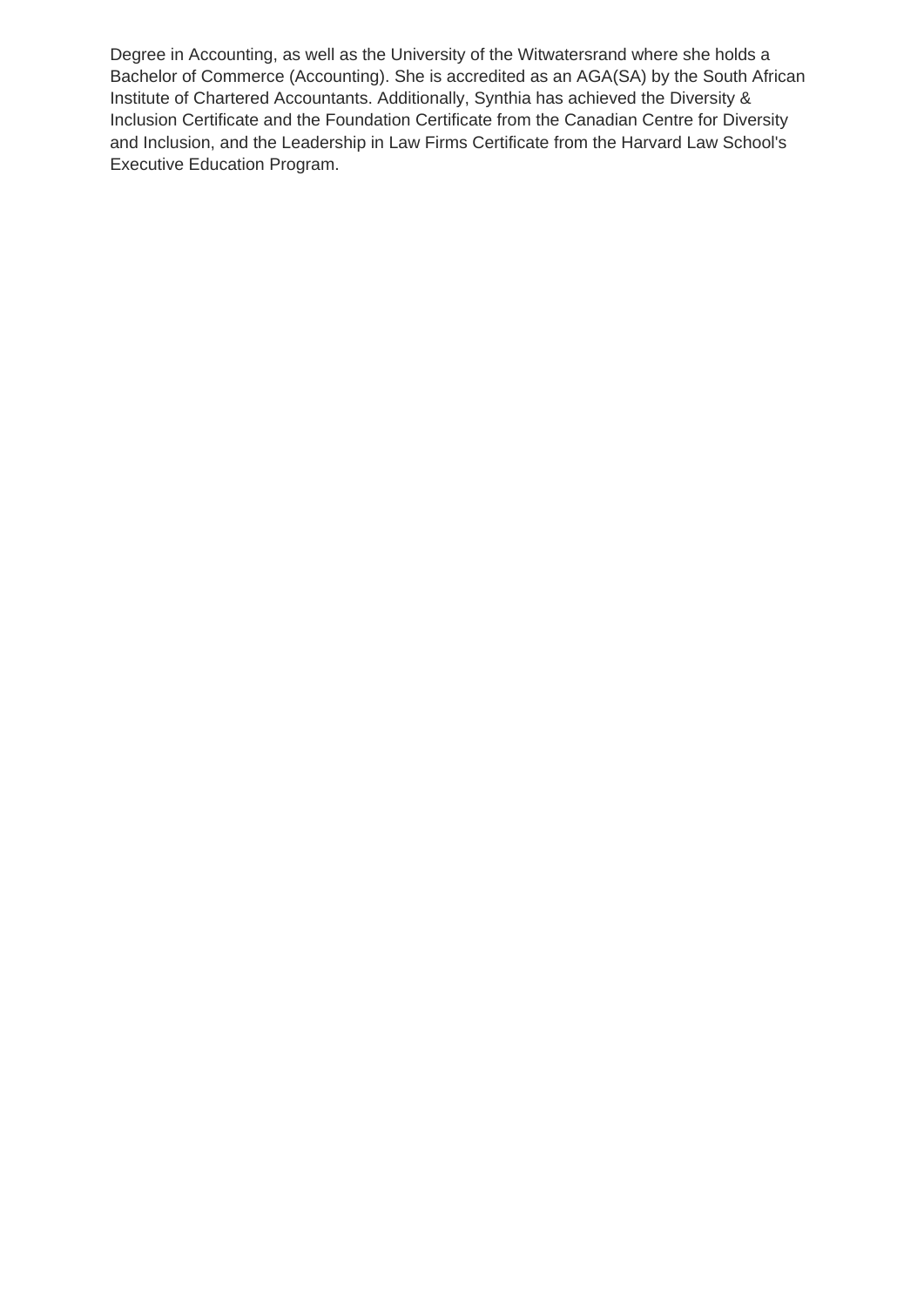Degree in Accounting, as well as the University of the Witwatersrand where she holds a Bachelor of Commerce (Accounting). She is accredited as an AGA(SA) by the South African Institute of Chartered Accountants. Additionally, Synthia has achieved the Diversity & Inclusion Certificate and the Foundation Certificate from the Canadian Centre for Diversity and Inclusion, and the Leadership in Law Firms Certificate from the Harvard Law School's Executive Education Program.